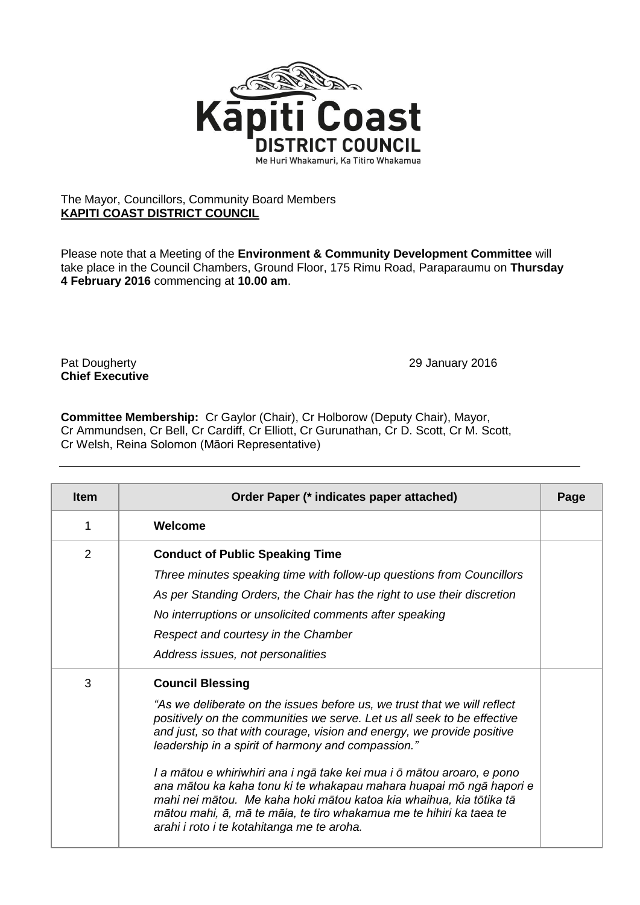The Mayor, Councillors, Community Board Members
**KAPITI COAST DISTRICT COUNCIL**

Please note that a Meeting of the **Environment & Community Development Committee** will take place in the Council Chambers, Ground Floor, 175 Rimu Road, Paraparaumu on **Thursday 4 February 2016** commencing at **10.00 am**.

Pat Dougherty
**Chief Executive**

29 January 2016

**Committee Membership:** Cr Gaylor (Chair), Cr Holborow (Deputy Chair), Mayor, Cr Ammundsen, Cr Bell, Cr Cardiff, Cr Elliott, Cr Gurunathan, Cr D. Scott, Cr M. Scott, Cr Welsh, Reina Solomon (Māori Representative)

| Item | Order Paper (* indicates paper attached) | Page |
|---|---|---|
| 1 | **Welcome** | |
| 2 | **Conduct of Public Speaking Time**<br>*Three minutes speaking time with follow-up questions from Councillors*<br>*As per Standing Orders, the Chair has the right to use their discretion*<br>*No interruptions or unsolicited comments after speaking*<br>*Respect and courtesy in the Chamber*<br>*Address issues, not personalities* | |
| 3 | **Council Blessing**<br>*"As we deliberate on the issues before us, we trust that we will reflect positively on the communities we serve. Let us all seek to be effective and just, so that with courage, vision and energy, we provide positive leadership in a spirit of harmony and compassion."*<br><br>*I a mātou e whiriwhiri ana i ngā take kei mua i ō mātou aroaro, e pono ana mātou ka kaha tonu ki te whakapau mahara huapai mō ngā hapori e mahi nei mātou. Me kaha hoki mātou katoa kia whaihua, kia tōtika tā mātou mahi, ā, mā te māia, te tiro whakamua me te hihiri ka taea te arahi i roto i te kotahitanga me te aroha.* | |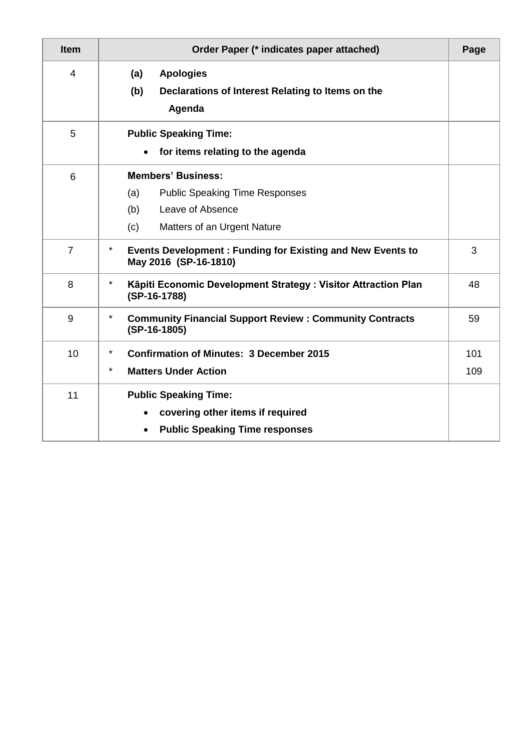| Item | Order Paper (* indicates paper attached) | Page |
|---|---|---|
| 4 | **(a) Apologies**<br>**(b) Declarations of Interest Relating to Items on the Agenda** | |
| 5 | **Public Speaking Time:**<br>• **for items relating to the agenda** | |
| 6 | **Members' Business:**<br>(a) Public Speaking Time Responses<br>(b) Leave of Absence<br>(c) Matters of an Urgent Nature | |
| 7 | * **Events Development : Funding for Existing and New Events to May 2016 (SP-16-1810)** | 3 |
| 8 | * **Kāpiti Economic Development Strategy : Visitor Attraction Plan (SP-16-1788)** | 48 |
| 9 | * **Community Financial Support Review : Community Contracts (SP-16-1805)** | 59 |
| 10 | * **Confirmation of Minutes: 3 December 2015**<br>* **Matters Under Action** | 101<br>109 |
| 11 | **Public Speaking Time:**<br>• **covering other items if required**<br>• **Public Speaking Time responses** | |